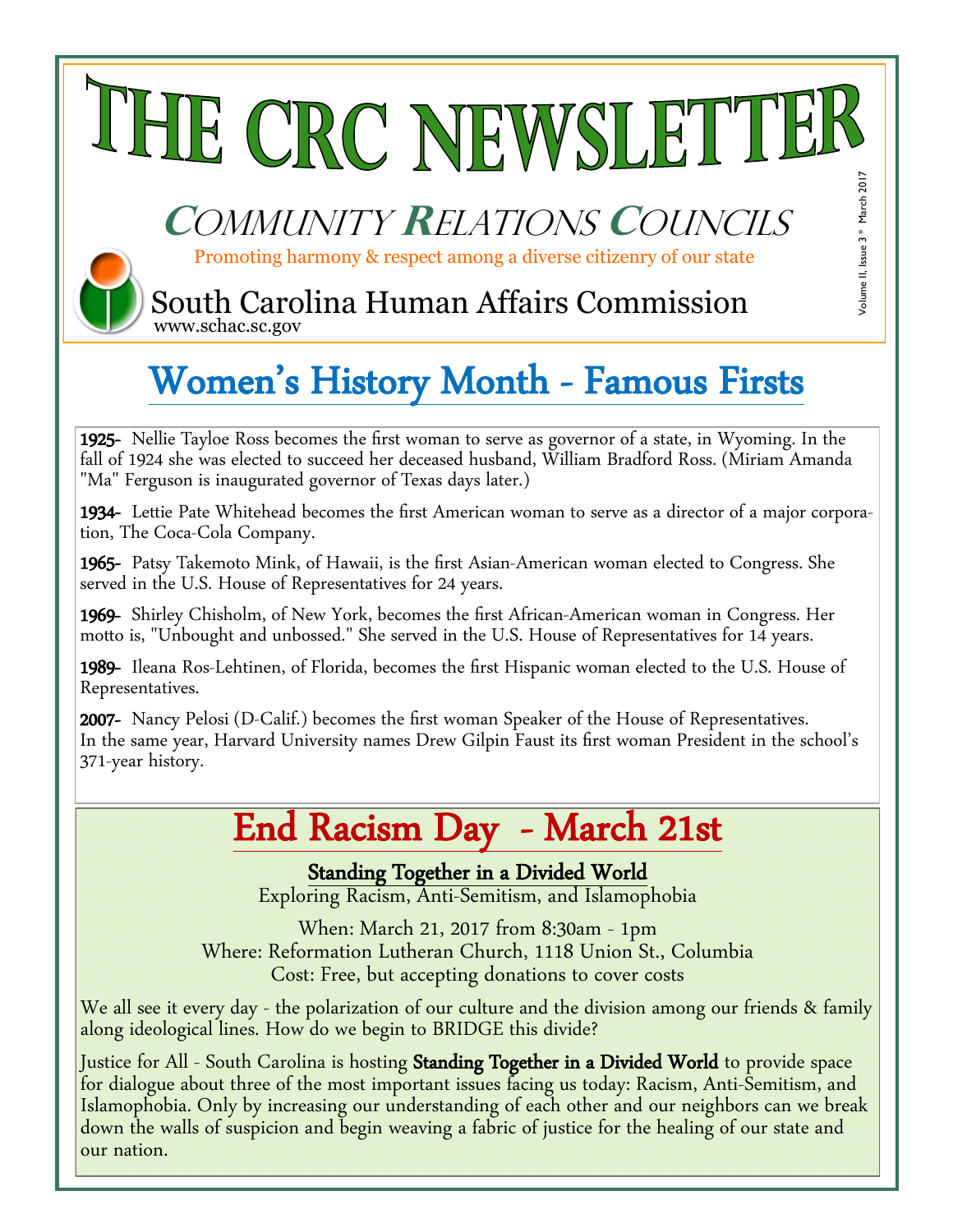# THE CRC NEWSLETTER

## Community Relations Councils

Promoting harmony & respect among a diverse citizenry of our state

South Carolina Human Affairs Commission
www.schac.sc.gov

Volume II, Issue 3 * March 2017

## Women's History Month - Famous Firsts

**1925-** Nellie Tayloe Ross becomes the first woman to serve as governor of a state, in Wyoming. In the fall of 1924 she was elected to succeed her deceased husband, William Bradford Ross. (Miriam Amanda "Ma" Ferguson is inaugurated governor of Texas days later.)

**1934-** Lettie Pate Whitehead becomes the first American woman to serve as a director of a major corporation, The Coca-Cola Company.

**1965-** Patsy Takemoto Mink, of Hawaii, is the first Asian-American woman elected to Congress. She served in the U.S. House of Representatives for 24 years.

**1969-** Shirley Chisholm, of New York, becomes the first African-American woman in Congress. Her motto is, "Unbought and unbossed." She served in the U.S. House of Representatives for 14 years.

**1989-** Ileana Ros-Lehtinen, of Florida, becomes the first Hispanic woman elected to the U.S. House of Representatives.

**2007-** Nancy Pelosi (D-Calif.) becomes the first woman Speaker of the House of Representatives. In the same year, Harvard University names Drew Gilpin Faust its first woman President in the school's 371-year history.

## End Racism Day - March 21st

**Standing Together in a Divided World**

Exploring Racism, Anti-Semitism, and Islamophobia

When: March 21, 2017 from 8:30am - 1pm
Where: Reformation Lutheran Church, 1118 Union St., Columbia
Cost: Free, but accepting donations to cover costs

We all see it every day - the polarization of our culture and the division among our friends & family along ideological lines. How do we begin to BRIDGE this divide?

Justice for All - South Carolina is hosting **Standing Together in a Divided World** to provide space for dialogue about three of the most important issues facing us today: Racism, Anti-Semitism, and Islamophobia. Only by increasing our understanding of each other and our neighbors can we break down the walls of suspicion and begin weaving a fabric of justice for the healing of our state and our nation.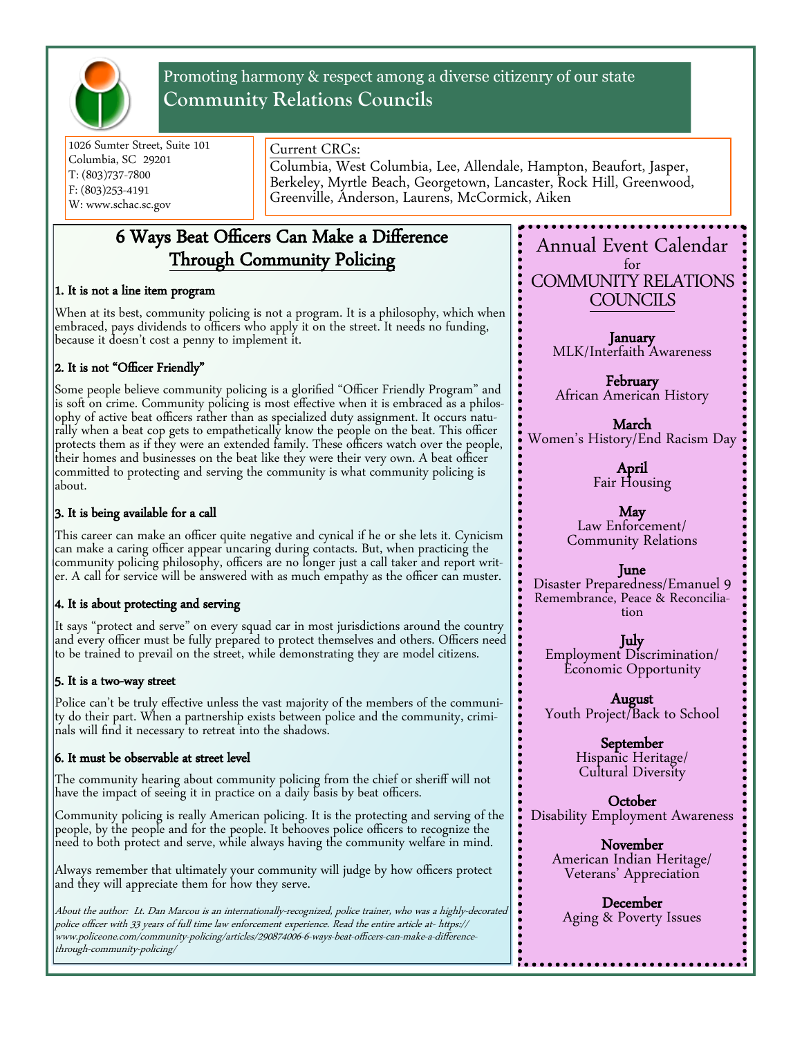Promoting harmony & respect among a diverse citizenry of our state

## Community Relations Councils

1026 Sumter Street, Suite 101
Columbia, SC 29201
T: (803)737-7800
F: (803)253-4191
W: www.schac.sc.gov

Current CRCs:
Columbia, West Columbia, Lee, Allendale, Hampton, Beaufort, Jasper, Berkeley, Myrtle Beach, Georgetown, Lancaster, Rock Hill, Greenwood, Greenville, Anderson, Laurens, McCormick, Aiken

# 6 Ways Beat Officers Can Make a Difference Through Community Policing

### 1. It is not a line item program

When at its best, community policing is not a program. It is a philosophy, which when embraced, pays dividends to officers who apply it on the street. It needs no funding, because it doesn't cost a penny to implement it.

### 2. It is not "Officer Friendly"

Some people believe community policing is a glorified "Officer Friendly Program" and is soft on crime. Community policing is most effective when it is embraced as a philosophy of active beat officers rather than as specialized duty assignment. It occurs naturally when a beat cop gets to empathetically know the people on the beat. This officer protects them as if they were an extended family. These officers watch over the people, their homes and businesses on the beat like they were their very own. A beat officer committed to protecting and serving the community is what community policing is about.

### 3. It is being available for a call

This career can make an officer quite negative and cynical if he or she lets it. Cynicism can make a caring officer appear uncaring during contacts. But, when practicing the community policing philosophy, officers are no longer just a call taker and report writer. A call for service will be answered with as much empathy as the officer can muster.

### 4. It is about protecting and serving

It says "protect and serve" on every squad car in most jurisdictions around the country and every officer must be fully prepared to protect themselves and others. Officers need to be trained to prevail on the street, while demonstrating they are model citizens.

### 5. It is a two-way street

Police can't be truly effective unless the vast majority of the members of the community do their part. When a partnership exists between police and the community, criminals will find it necessary to retreat into the shadows.

### 6. It must be observable at street level

The community hearing about community policing from the chief or sheriff will not have the impact of seeing it in practice on a daily basis by beat officers.

Community policing is really American policing. It is the protecting and serving of the people, by the people and for the people. It behooves police officers to recognize the need to both protect and serve, while always having the community welfare in mind.

Always remember that ultimately your community will judge by how officers protect and they will appreciate them for how they serve.

*About the author: Lt. Dan Marcou is an internationally-recognized, police trainer, who was a highly-decorated police officer with 33 years of full time law enforcement experience. Read the entire article at- https://www.policeone.com/community-policing/articles/290874006-6-ways-beat-officers-can-make-a-difference-through-community-policing/*

## Annual Event Calendar for COMMUNITY RELATIONS COUNCILS

**January**
MLK/Interfaith Awareness

**February**
African American History

**March**
Women's History/End Racism Day

**April**
Fair Housing

**May**
Law Enforcement/ Community Relations

**June**
Disaster Preparedness/Emanuel 9 Remembrance, Peace & Reconciliation

**July**
Employment Discrimination/ Economic Opportunity

**August**
Youth Project/Back to School

**September**
Hispanic Heritage/ Cultural Diversity

**October**
Disability Employment Awareness

**November**
American Indian Heritage/ Veterans' Appreciation

**December**
Aging & Poverty Issues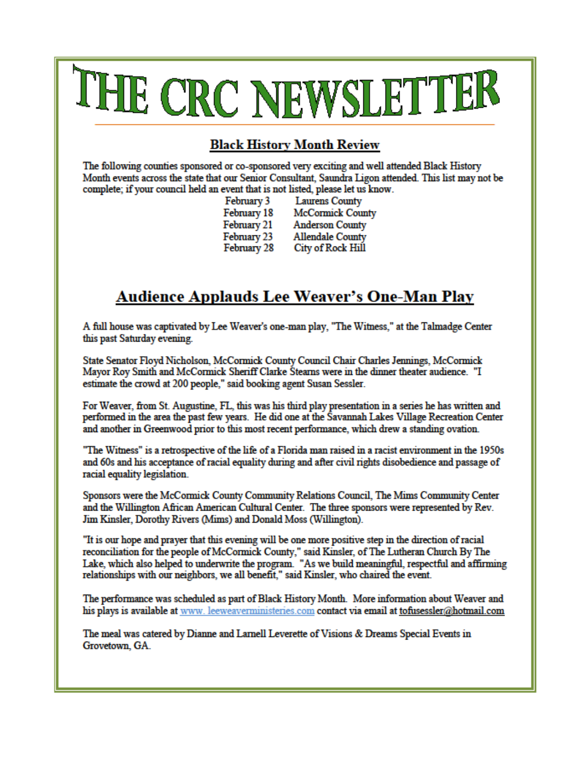# THE CRC NEWSLETTER

## Black History Month Review

The following counties sponsored or co-sponsored very exciting and well attended Black History Month events across the state that our Senior Consultant, Saundra Ligon attended. This list may not be complete; if your council held an event that is not listed, please let us know.

| | |
|---|---|
| February 3 | Laurens County |
| February 18 | McCormick County |
| February 21 | Anderson County |
| February 23 | Allendale County |
| February 28 | City of Rock Hill |

## Audience Applauds Lee Weaver's One-Man Play

A full house was captivated by Lee Weaver's one-man play, "The Witness," at the Talmadge Center this past Saturday evening.

State Senator Floyd Nicholson, McCormick County Council Chair Charles Jennings, McCormick Mayor Roy Smith and McCormick Sheriff Clarke Stearns were in the dinner theater audience. "I estimate the crowd at 200 people," said booking agent Susan Sessler.

For Weaver, from St. Augustine, FL, this was his third play presentation in a series he has written and performed in the area the past few years. He did one at the Savannah Lakes Village Recreation Center and another in Greenwood prior to this most recent performance, which drew a standing ovation.

"The Witness" is a retrospective of the life of a Florida man raised in a racist environment in the 1950s and 60s and his acceptance of racial equality during and after civil rights disobedience and passage of racial equality legislation.

Sponsors were the McCormick County Community Relations Council, The Mims Community Center and the Willington African American Cultural Center. The three sponsors were represented by Rev. Jim Kinsler, Dorothy Rivers (Mims) and Donald Moss (Willington).

"It is our hope and prayer that this evening will be one more positive step in the direction of racial reconciliation for the people of McCormick County," said Kinsler, of The Lutheran Church By The Lake, which also helped to underwrite the program. "As we build meaningful, respectful and affirming relationships with our neighbors, we all benefit," said Kinsler, who chaired the event.

The performance was scheduled as part of Black History Month. More information about Weaver and his plays is available at www. leeweaverministeries.com contact via email at tofusessler@hotmail.com

The meal was catered by Dianne and Larnell Leverette of Visions & Dreams Special Events in Grovetown, GA.